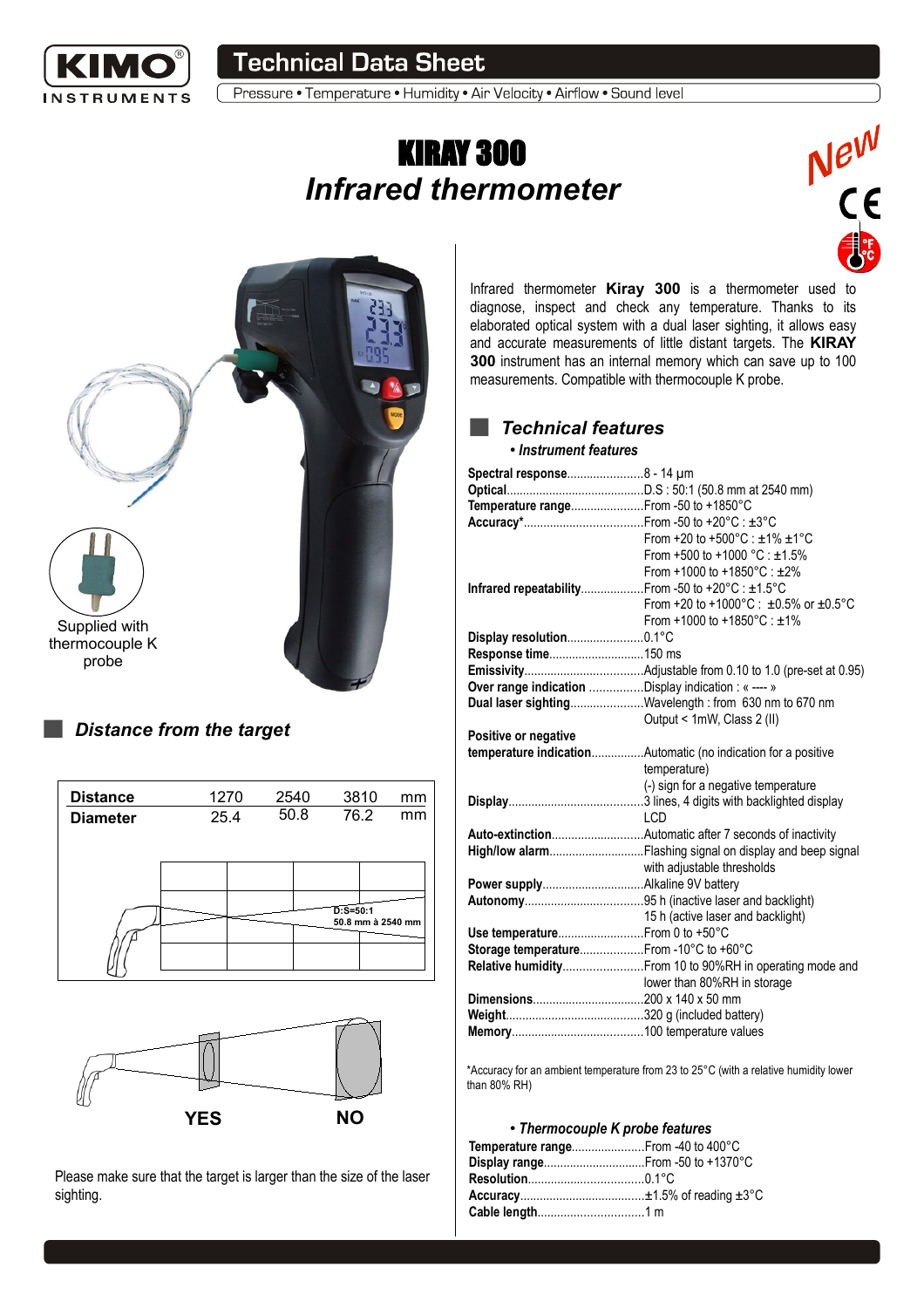# KIRAY 300

## *Infrared thermometer*

New

Supplied with thermocouple K probe

Infrared thermometer **Kiray 300** is a thermometer used to diagnose, inspect and check any temperature. Thanks to its elaborated optical system with a dual laser sighting, it allows easy and accurate measurements of little distant targets. The **KIRAY 300** instrument has an internal memory which can save up to 100 measurements. Compatible with thermocouple K probe.

## *Distance from the target*

| Distance | 1270 | 2540 | 3810 | mm |
|---|---|---|---|---|
| Diameter | 25.4 | 50.8 | 76.2 | mm |

D:S=50:1
50.8 mm à 2540 mm

YES NO

Please make sure that the target is larger than the size of the laser sighting.

## *Technical features*

### • *Instrument features*

**Spectral response**........................8 - 14 µm
**Optical**..........................................D.S : 50:1 (50.8 mm at 2540 mm)
**Temperature range**.......................From -50 to +1850°C
**Accuracy***....................................From -50 to +20°C : ±3°C
From +20 to +500°C : ±1% ±1°C
From +500 to +1000 °C : ±1.5%
From +1000 to +1850°C : ±2%
**Infrared repeatability**...................From -50 to +20°C : ±1.5°C
From +20 to +1000°C : ±0.5% or ±0.5°C
From +1000 to +1850°C : ±1%
**Display resolution**........................0.1°C
**Response time**.............................150 ms
**Emissivity**....................................Adjustable from 0.10 to 1.0 (pre-set at 0.95)
**Over range indication** ................Display indication : « ---- »
**Dual laser sighting**......................Wavelength : from 630 nm to 670 nm
Output < 1mW, Class 2 (II)
**Positive or negative temperature indication**................Automatic (no indication for a positive temperature)
(-) sign for a negative temperature
**Display**.........................................3 lines, 4 digits with backlighted display LCD
**Auto-extinction**............................Automatic after 7 seconds of inactivity
**High/low alarm**.............................Flashing signal on display and beep signal with adjustable thresholds
**Power supply**...............................Alkaline 9V battery
**Autonomy**....................................95 h (inactive laser and backlight)
15 h (active laser and backlight)
**Use temperature**..........................From 0 to +50°C
**Storage temperature**...................From -10°C to +60°C
**Relative humidity**........................From 10 to 90%RH in operating mode and lower than 80%RH in storage
**Dimensions**..................................200 x 140 x 50 mm
**Weight**..........................................320 g (included battery)
**Memory**........................................100 temperature values

*Accuracy for an ambient temperature from 23 to 25°C (with a relative humidity lower than 80% RH)

### • *Thermocouple K probe features*

**Temperature range**......................From -40 to 400°C
**Display range**...............................From -50 to +1370°C
**Resolution**...................................0.1°C
**Accuracy**......................................±1.5% of reading ±3°C
**Cable length**................................1 m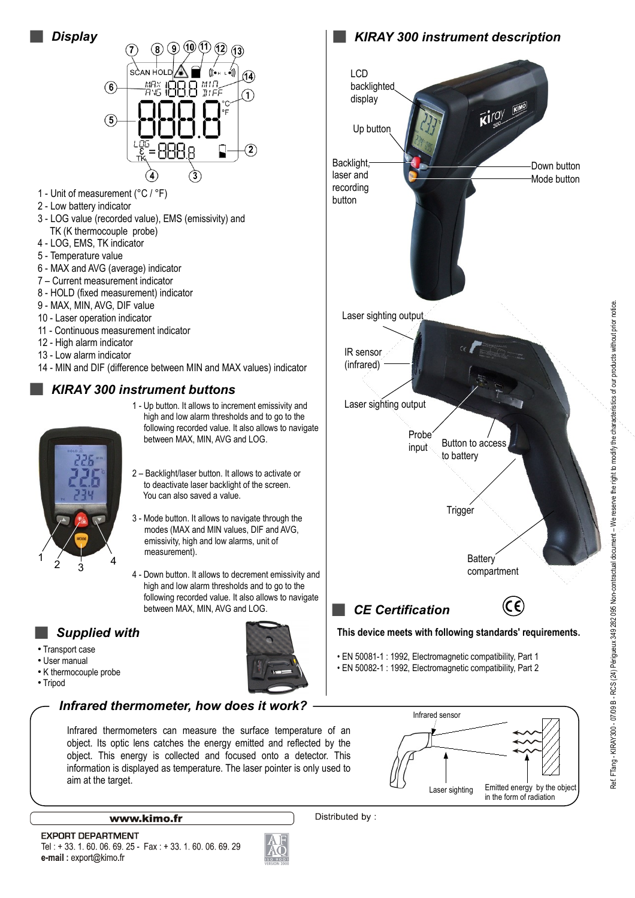## Display

1 - Unit of measurement (°C / °F)
2 - Low battery indicator
3 - LOG value (recorded value), EMS (emissivity) and TK (K thermocouple probe)
4 - LOG, EMS, TK indicator
5 - Temperature value
6 - MAX and AVG (average) indicator
7 – Current measurement indicator
8 - HOLD (fixed measurement) indicator
9 - MAX, MIN, AVG, DIF value
10 - Laser operation indicator
11 - Continuous measurement indicator
12 - High alarm indicator
13 - Low alarm indicator
14 - MIN and DIF (difference between MIN and MAX values) indicator

## KIRAY 300 instrument buttons

1 - Up button. It allows to increment emissivity and high and low alarm thresholds and to go to the following recorded value. It also allows to navigate between MAX, MIN, AVG and LOG.

2 – Backlight/laser button. It allows to activate or to deactivate laser backlight of the screen. You can also saved a value.

3 - Mode button. It allows to navigate through the modes (MAX and MIN values, DIF and AVG, emissivity, high and low alarms, unit of measurement).

4 - Down button. It allows to decrement emissivity and high and low alarm thresholds and to go to the following recorded value. It also allows to navigate between MAX, MIN, AVG and LOG.

## Supplied with

- Transport case
- User manual
- K thermocouple probe
- Tripod

## KIRAY 300 instrument description

LCD backlighted display
Up button
Backlight, laser and recording button
Down button
Mode button
Laser sighting output
IR sensor (infrared)
Laser sighting output
Probe input
Button to access to battery
Trigger
Battery compartment

## CE Certification

**This device meets with following standards' requirements.**

- EN 50081-1 : 1992, Electromagnetic compatibility, Part 1
- EN 50082-1 : 1992, Electromagnetic compatibility, Part 2

## Infrared thermometer, how does it work?

Infrared thermometers can measure the surface temperature of an object. Its optic lens catches the energy emitted and reflected by the object. This energy is collected and focused onto a detector. This information is displayed as temperature. The laser pointer is only used to aim at the target.

Infrared sensor
Laser sighting
Emitted energy by the object in the form of radiation

**www.kimo.fr**

Distributed by :

EXPORT DEPARTMENT
Tel : + 33. 1. 60. 06. 69. 25 - Fax : + 33. 1. 60. 06. 69. 29
**e-mail :** export@kimo.fr

Ref. FTang - KIRAY300 - 07/09 B - RCS (24) Périgueux 349 282 095 Non-contractual document – We reserve the right to modify the characteristics of our products without prior notice.